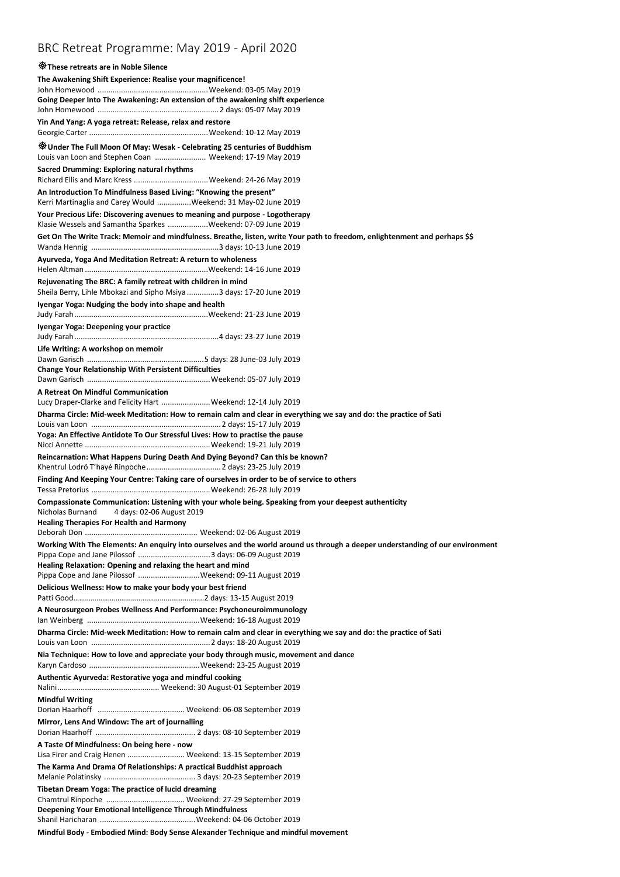# BRC Retreat Programme: May 2019 - April 2020

☸ **These retreats are in Noble Silence**

**The Awakening Shift Experience: Realise your magnificence!**
John Homewood ....................................................Weekend: 03-05 May 2019

**Going Deeper Into The Awakening: An extension of the awakening shift experience**
John Homewood .........................................................2 days: 05-07 May 2019

**Yin And Yang: A yoga retreat: Release, relax and restore**
Georgie Carter ........................................................Weekend: 10-12 May 2019

☸ **Under The Full Moon Of May: Wesak - Celebrating 25 centuries of Buddhism**
Louis van Loon and Stephen Coan ........................ Weekend: 17-19 May 2019

**Sacred Drumming: Exploring natural rhythms**
Richard Ellis and Marc Kress ...................................Weekend: 24-26 May 2019

**An Introduction To Mindfulness Based Living: "Knowing the present"**
Kerri Martinaglia and Carey Would ................Weekend: 31 May-02 June 2019

**Your Precious Life: Discovering avenues to meaning and purpose - Logotherapy**
Klasie Wessels and Samantha Sparkes ...................Weekend: 07-09 June 2019

**Get On The Write Track: Memoir and mindfulness. Breathe, listen, write Your path to freedom, enlightenment and perhaps $$**
Wanda Hennig ............................................................3 days: 10-13 June 2019

**Ayurveda, Yoga And Meditation Retreat: A return to wholeness**
Helen Altman ..........................................................Weekend: 14-16 June 2019

**Rejuvenating The BRC: A family retreat with children in mind**
Sheila Berry, Lihle Mbokazi and Sipho Msiya ...............3 days: 17-20 June 2019

**Iyengar Yoga: Nudging the body into shape and health**
Judy Farah...............................................................Weekend: 21-23 June 2019

**Iyengar Yoga: Deepening your practice**
Judy Farah....................................................................4 days: 23-27 June 2019

**Life Writing: A workshop on memoir**
Dawn Garisch .......................................................5 days: 28 June-03 July 2019

**Change Your Relationship With Persistent Difficulties**
Dawn Garisch ..........................................................Weekend: 05-07 July 2019

**A Retreat On Mindful Communication**
Lucy Draper-Clarke and Felicity Hart .......................Weekend: 12-14 July 2019

**Dharma Circle: Mid-week Meditation: How to remain calm and clear in everything we say and do: the practice of Sati**
Louis van Loon .............................................................2 days: 15-17 July 2019

**Yoga: An Effective Antidote To Our Stressful Lives: How to practise the pause**
Nicci Annette ...........................................................Weekend: 19-21 July 2019

**Reincarnation: What Happens During Death And Dying Beyond? Can this be known?**
Khentrul Lodrö T'hayé Rinpoche...................................2 days: 23-25 July 2019

**Finding And Keeping Your Centre: Taking care of ourselves in order to be of service to others**
Tessa Pretorius ........................................................Weekend: 26-28 July 2019

**Compassionate Communication: Listening with your whole being. Speaking from your deepest authenticity**
Nicholas Burnand 4 days: 02-06 August 2019

**Healing Therapies For Health and Harmony**
Deborah Don ..................................................... Weekend: 02-06 August 2019

**Working With The Elements: An enquiry into ourselves and the world around us through a deeper understanding of our environment**
Pippa Cope and Jane Pilossof ..................................3 days: 06-09 August 2019

**Healing Relaxation: Opening and relaxing the heart and mind**
Pippa Cope and Jane Pilossof .............................Weekend: 09-11 August 2019

**Delicious Wellness: How to make your body your best friend**
Patti Good....................................................................2 days: 13-15 August 2019

**A Neurosurgeon Probes Wellness And Performance: Psychoneuroimmunology**
Ian Weinberg .....................................................Weekend: 16-18 August 2019

**Dharma Circle: Mid-week Meditation: How to remain calm and clear in everything we say and do: the practice of Sati**
Louis van Loon .........................................................2 days: 18-20 August 2019

**Nia Technique: How to love and appreciate your body through music, movement and dance**
Karyn Cardoso ....................................................Weekend: 23-25 August 2019

**Authentic Ayurveda: Restorative yoga and mindful cooking**
Nalini................................................ Weekend: 30 August-01 September 2019

**Mindful Writing**
Dorian Haarhoff ......................................... Weekend: 06-08 September 2019

**Mirror, Lens And Window: The art of journalling**
Dorian Haarhoff ............................................... 2 days: 08-10 September 2019

**A Taste Of Mindfulness: On being here - now**
Lisa Firer and Craig Henen ........................... Weekend: 13-15 September 2019

**The Karma And Drama Of Relationships: A practical Buddhist approach**
Melanie Polatinsky ........................................... 3 days: 20-23 September 2019

**Tibetan Dream Yoga: The practice of lucid dreaming**
Chamtrul Rinpoche ..................................... Weekend: 27-29 September 2019

**Deepening Your Emotional Intelligence Through Mindfulness**
Shanil Haricharan .............................................Weekend: 04-06 October 2019

**Mindful Body - Embodied Mind: Body Sense Alexander Technique and mindful movement**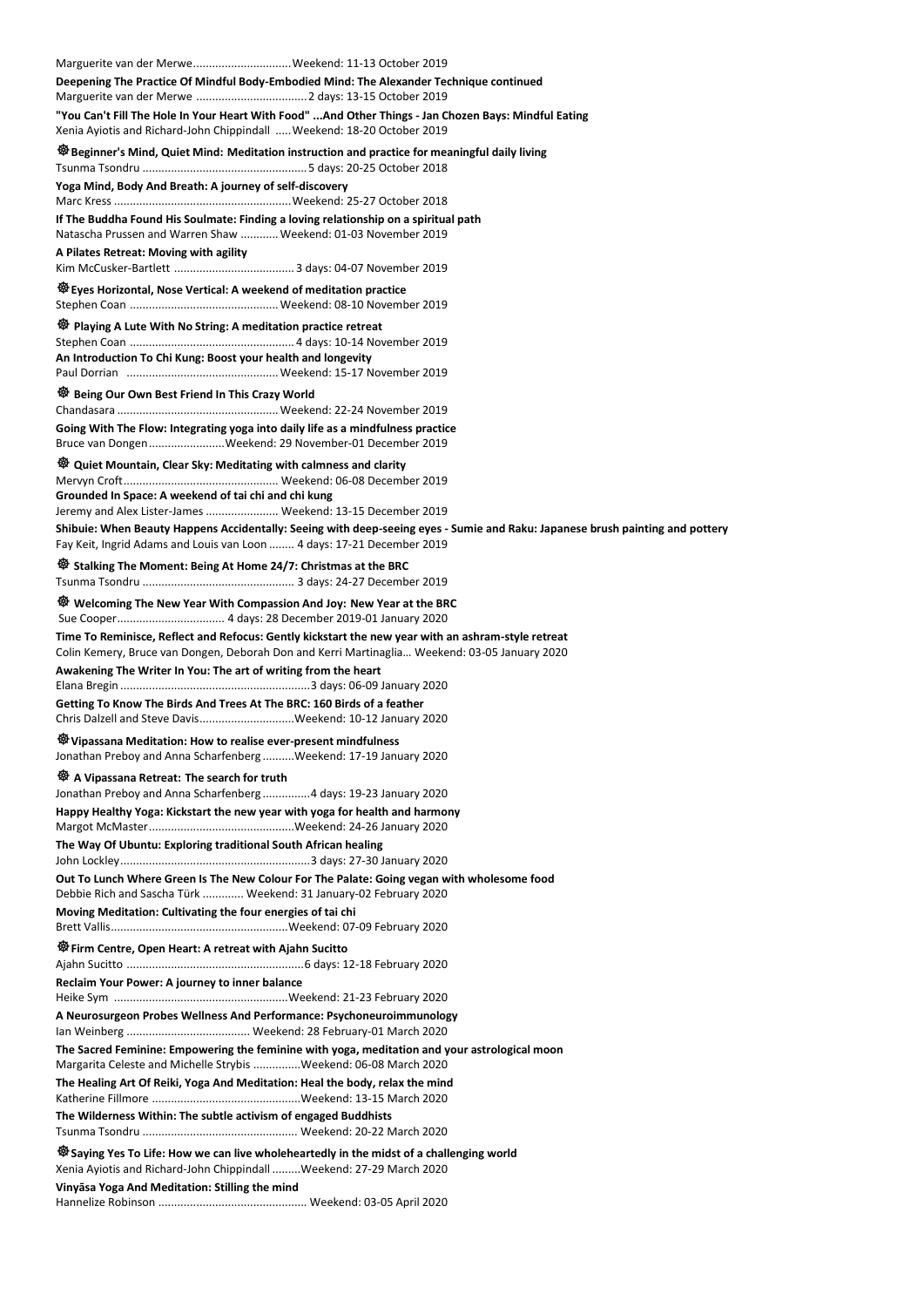Marguerite van der Merwe...............................Weekend: 11-13 October 2019

**Deepening The Practice Of Mindful Body-Embodied Mind: The Alexander Technique continued**
Marguerite van der Merwe ..................................2 days: 13-15 October 2019

**"You Can't Fill The Hole In Your Heart With Food" ...And Other Things - Jan Chozen Bays: Mindful Eating**
Xenia Ayiotis and Richard-John Chippindall .....Weekend: 18-20 October 2019

☸ **Beginner's Mind, Quiet Mind: Meditation instruction and practice for meaningful daily living**
Tsunma Tsondru ...................................................5 days: 20-25 October 2018

**Yoga Mind, Body And Breath: A journey of self-discovery**
Marc Kress .......................................................Weekend: 25-27 October 2018

**If The Buddha Found His Soulmate: Finding a loving relationship on a spiritual path**
Natascha Prussen and Warren Shaw ........... Weekend: 01-03 November 2019

**A Pilates Retreat: Moving with agility**
Kim McCusker-Bartlett ..................................... 3 days: 04-07 November 2019

☸ **Eyes Horizontal, Nose Vertical: A weekend of meditation practice**
Stephen Coan .............................................. Weekend: 08-10 November 2019

☸ **Playing A Lute With No String: A meditation practice retreat**
Stephen Coan ................................................... 4 days: 10-14 November 2019

**An Introduction To Chi Kung: Boost your health and longevity**
Paul Dorrian ............................................... Weekend: 15-17 November 2019

☸ **Being Our Own Best Friend In This Crazy World**
Chandasara .................................................. Weekend: 22-24 November 2019

**Going With The Flow: Integrating yoga into daily life as a mindfulness practice**
Bruce van Dongen........................Weekend: 29 November-01 December 2019

☸ **Quiet Mountain, Clear Sky: Meditating with calmness and clarity**
Mervyn Croft................................................ Weekend: 06-08 December 2019

**Grounded In Space: A weekend of tai chi and chi kung**
Jeremy and Alex Lister-James ...................... Weekend: 13-15 December 2019

**Shibuie: When Beauty Happens Accidentally: Seeing with deep-seeing eyes - Sumie and Raku: Japanese brush painting and pottery**
Fay Keit, Ingrid Adams and Louis van Loon ........ 4 days: 17-21 December 2019

☸ **Stalking The Moment: Being At Home 24/7: Christmas at the BRC**
Tsunma Tsondru ............................................... 3 days: 24-27 December 2019

☸ **Welcoming The New Year With Compassion And Joy: New Year at the BRC**
Sue Cooper.................................. 4 days: 28 December 2019-01 January 2020

**Time To Reminisce, Reflect and Refocus: Gently kickstart the new year with an ashram-style retreat**
Colin Kemery, Bruce van Dongen, Deborah Don and Kerri Martinaglia… Weekend: 03-05 January 2020

**Awakening The Writer In You: The art of writing from the heart**
Elana Bregin ............................................................3 days: 06-09 January 2020

**Getting To Know The Birds And Trees At The BRC: 160 Birds of a feather**
Chris Dalzell and Steve Davis..............................Weekend: 10-12 January 2020

☸ **Vipassana Meditation: How to realise ever-present mindfulness**
Jonathan Preboy and Anna Scharfenberg ..........Weekend: 17-19 January 2020

☸ **A Vipassana Retreat: The search for truth**
Jonathan Preboy and Anna Scharfenberg ...............4 days: 19-23 January 2020

**Happy Healthy Yoga: Kickstart the new year with yoga for health and harmony**
Margot McMaster.............................................Weekend: 24-26 January 2020

**The Way Of Ubuntu: Exploring traditional South African healing**
John Lockley............................................................3 days: 27-30 January 2020

**Out To Lunch Where Green Is The New Colour For The Palate: Going vegan with wholesome food**
Debbie Rich and Sascha Türk ............ Weekend: 31 January-02 February 2020

**Moving Meditation: Cultivating the four energies of tai chi**
Brett Vallis........................................................Weekend: 07-09 February 2020

☸ **Firm Centre, Open Heart: A retreat with Ajahn Sucitto**
Ajahn Sucitto ........................................................6 days: 12-18 February 2020

**Reclaim Your Power: A journey to inner balance**
Heike Sym .......................................................Weekend: 21-23 February 2020

**A Neurosurgeon Probes Wellness And Performance: Psychoneuroimmunology**
Ian Weinberg ....................................... Weekend: 28 February-01 March 2020

**The Sacred Feminine: Empowering the feminine with yoga, meditation and your astrological moon**
Margarita Celeste and Michelle Strybis ...............Weekend: 06-08 March 2020

**The Healing Art Of Reiki, Yoga And Meditation: Heal the body, relax the mind**
Katherine Fillmore ..............................................Weekend: 13-15 March 2020

**The Wilderness Within: The subtle activism of engaged Buddhists**
Tsunma Tsondru ................................................ Weekend: 20-22 March 2020

☸ **Saying Yes To Life: How we can live wholeheartedly in the midst of a challenging world**
Xenia Ayiotis and Richard-John Chippindall .........Weekend: 27-29 March 2020

**Vinyāsa Yoga And Meditation: Stilling the mind**
Hannelize Robinson .............................................. Weekend: 03-05 April 2020